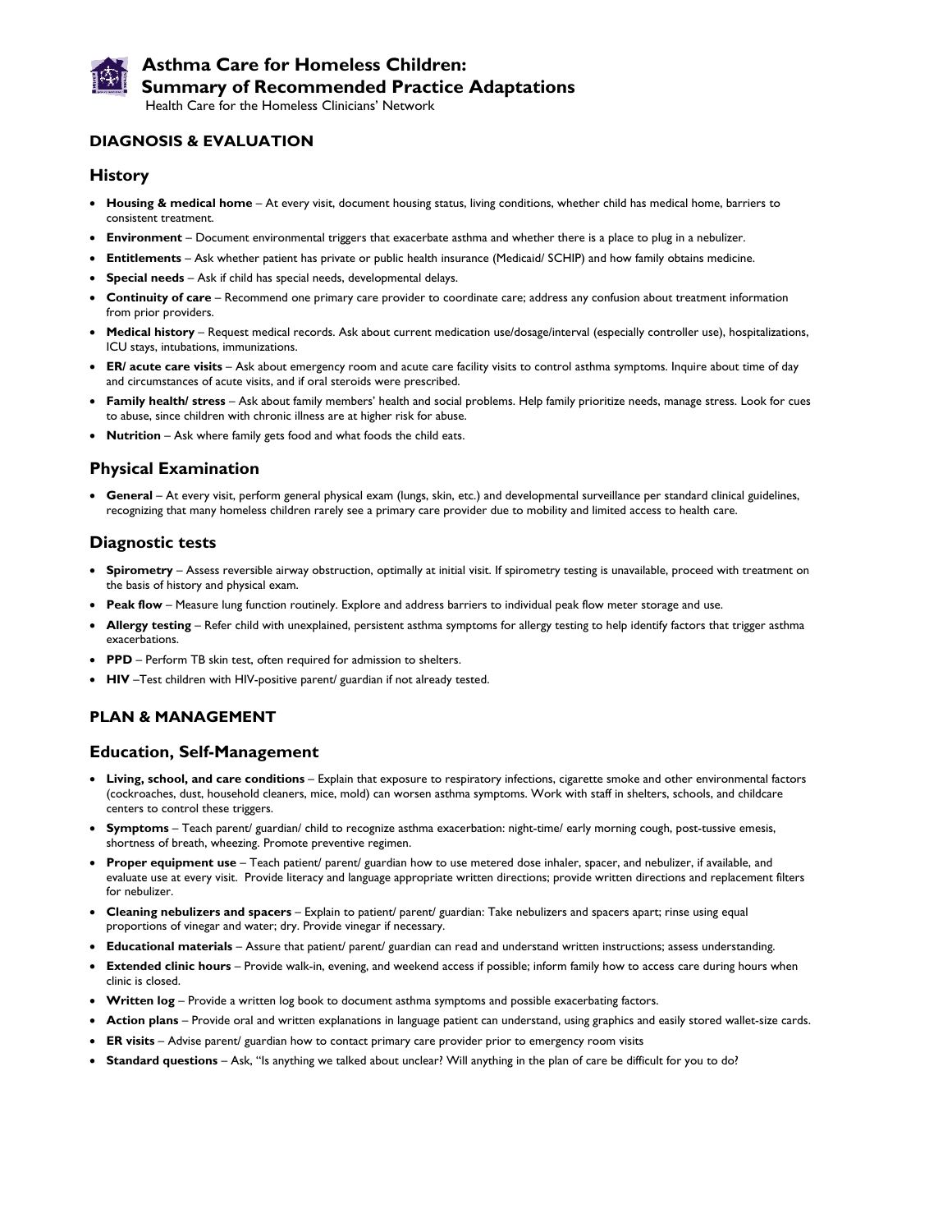# Asthma Care for Homeless Children: Summary of Recommended Practice Adaptations

Health Care for the Homeless Clinicians' Network

## DIAGNOSIS & EVALUATION

### History

- **Housing & medical home** – At every visit, document housing status, living conditions, whether child has medical home, barriers to consistent treatment.
- **Environment** – Document environmental triggers that exacerbate asthma and whether there is a place to plug in a nebulizer.
- **Entitlements** – Ask whether patient has private or public health insurance (Medicaid/ SCHIP) and how family obtains medicine.
- **Special needs** – Ask if child has special needs, developmental delays.
- **Continuity of care** – Recommend one primary care provider to coordinate care; address any confusion about treatment information from prior providers.
- **Medical history** – Request medical records. Ask about current medication use/dosage/interval (especially controller use), hospitalizations, ICU stays, intubations, immunizations.
- **ER/ acute care visits** – Ask about emergency room and acute care facility visits to control asthma symptoms. Inquire about time of day and circumstances of acute visits, and if oral steroids were prescribed.
- **Family health/ stress** – Ask about family members' health and social problems. Help family prioritize needs, manage stress. Look for cues to abuse, since children with chronic illness are at higher risk for abuse.
- **Nutrition** – Ask where family gets food and what foods the child eats.

### Physical Examination

- **General** – At every visit, perform general physical exam (lungs, skin, etc.) and developmental surveillance per standard clinical guidelines, recognizing that many homeless children rarely see a primary care provider due to mobility and limited access to health care.

### Diagnostic tests

- **Spirometry** – Assess reversible airway obstruction, optimally at initial visit. If spirometry testing is unavailable, proceed with treatment on the basis of history and physical exam.
- **Peak flow** – Measure lung function routinely. Explore and address barriers to individual peak flow meter storage and use.
- **Allergy testing** – Refer child with unexplained, persistent asthma symptoms for allergy testing to help identify factors that trigger asthma exacerbations.
- **PPD** – Perform TB skin test, often required for admission to shelters.
- **HIV** –Test children with HIV-positive parent/ guardian if not already tested.

## PLAN & MANAGEMENT

### Education, Self-Management

- **Living, school, and care conditions** – Explain that exposure to respiratory infections, cigarette smoke and other environmental factors (cockroaches, dust, household cleaners, mice, mold) can worsen asthma symptoms. Work with staff in shelters, schools, and childcare centers to control these triggers.
- **Symptoms** – Teach parent/ guardian/ child to recognize asthma exacerbation: night-time/ early morning cough, post-tussive emesis, shortness of breath, wheezing. Promote preventive regimen.
- **Proper equipment use** – Teach patient/ parent/ guardian how to use metered dose inhaler, spacer, and nebulizer, if available, and evaluate use at every visit. Provide literacy and language appropriate written directions; provide written directions and replacement filters for nebulizer.
- **Cleaning nebulizers and spacers** – Explain to patient/ parent/ guardian: Take nebulizers and spacers apart; rinse using equal proportions of vinegar and water; dry. Provide vinegar if necessary.
- **Educational materials** – Assure that patient/ parent/ guardian can read and understand written instructions; assess understanding.
- **Extended clinic hours** – Provide walk-in, evening, and weekend access if possible; inform family how to access care during hours when clinic is closed.
- **Written log** – Provide a written log book to document asthma symptoms and possible exacerbating factors.
- **Action plans** – Provide oral and written explanations in language patient can understand, using graphics and easily stored wallet-size cards.
- **ER visits** – Advise parent/ guardian how to contact primary care provider prior to emergency room visits
- **Standard questions** – Ask, "Is anything we talked about unclear? Will anything in the plan of care be difficult for you to do?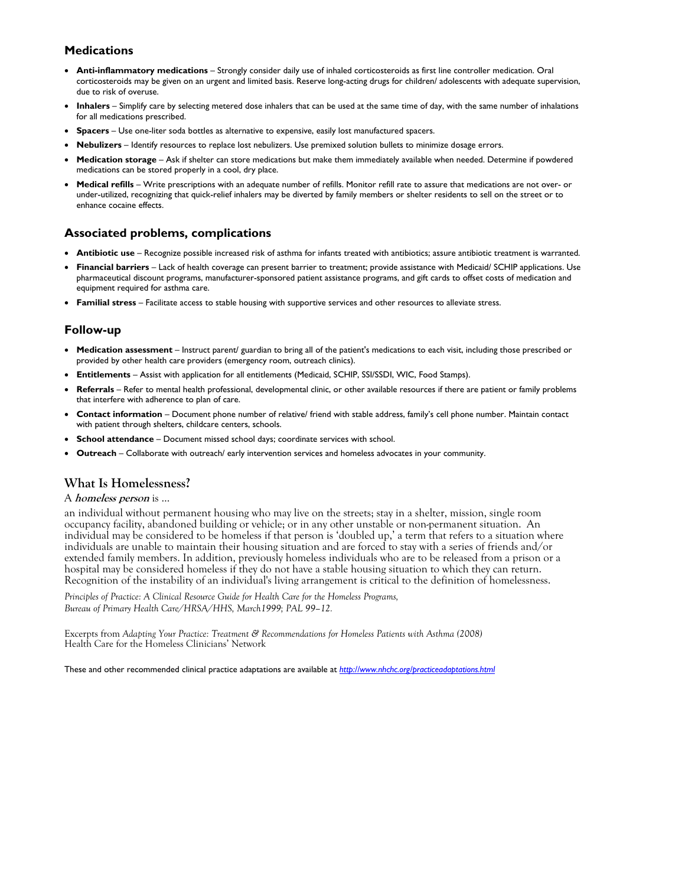## Medications

- **Anti-inflammatory medications** – Strongly consider daily use of inhaled corticosteroids as first line controller medication. Oral corticosteroids may be given on an urgent and limited basis. Reserve long-acting drugs for children/ adolescents with adequate supervision, due to risk of overuse.
- **Inhalers** – Simplify care by selecting metered dose inhalers that can be used at the same time of day, with the same number of inhalations for all medications prescribed.
- **Spacers** – Use one-liter soda bottles as alternative to expensive, easily lost manufactured spacers.
- **Nebulizers** – Identify resources to replace lost nebulizers. Use premixed solution bullets to minimize dosage errors.
- **Medication storage** – Ask if shelter can store medications but make them immediately available when needed. Determine if powdered medications can be stored properly in a cool, dry place.
- **Medical refills** – Write prescriptions with an adequate number of refills. Monitor refill rate to assure that medications are not over- or under-utilized, recognizing that quick-relief inhalers may be diverted by family members or shelter residents to sell on the street or to enhance cocaine effects.

## Associated problems, complications

- **Antibiotic use** – Recognize possible increased risk of asthma for infants treated with antibiotics; assure antibiotic treatment is warranted.
- **Financial barriers** – Lack of health coverage can present barrier to treatment; provide assistance with Medicaid/ SCHIP applications. Use pharmaceutical discount programs, manufacturer-sponsored patient assistance programs, and gift cards to offset costs of medication and equipment required for asthma care.
- **Familial stress** – Facilitate access to stable housing with supportive services and other resources to alleviate stress.

## Follow-up

- **Medication assessment** – Instruct parent/ guardian to bring all of the patient's medications to each visit, including those prescribed or provided by other health care providers (emergency room, outreach clinics).
- **Entitlements** – Assist with application for all entitlements (Medicaid, SCHIP, SSI/SSDI, WIC, Food Stamps).
- **Referrals** – Refer to mental health professional, developmental clinic, or other available resources if there are patient or family problems that interfere with adherence to plan of care.
- **Contact information** – Document phone number of relative/ friend with stable address, family's cell phone number. Maintain contact with patient through shelters, childcare centers, schools.
- **School attendance** – Document missed school days; coordinate services with school.
- **Outreach** – Collaborate with outreach/ early intervention services and homeless advocates in your community.

## What Is Homelessness?

A ***homeless person*** is …

an individual without permanent housing who may live on the streets; stay in a shelter, mission, single room occupancy facility, abandoned building or vehicle; or in any other unstable or non-permanent situation. An individual may be considered to be homeless if that person is 'doubled up,' a term that refers to a situation where individuals are unable to maintain their housing situation and are forced to stay with a series of friends and/or extended family members. In addition, previously homeless individuals who are to be released from a prison or a hospital may be considered homeless if they do not have a stable housing situation to which they can return. Recognition of the instability of an individual's living arrangement is critical to the definition of homelessness.

*Principles of Practice: A Clinical Resource Guide for Health Care for the Homeless Programs, Bureau of Primary Health Care/HRSA/HHS, March1999; PAL 99–12.*

Excerpts from *Adapting Your Practice: Treatment & Recommendations for Homeless Patients with Asthma (2008)*
Health Care for the Homeless Clinicians' Network

These and other recommended clinical practice adaptations are available at *http://www.nhchc.org/practiceadaptations.html*